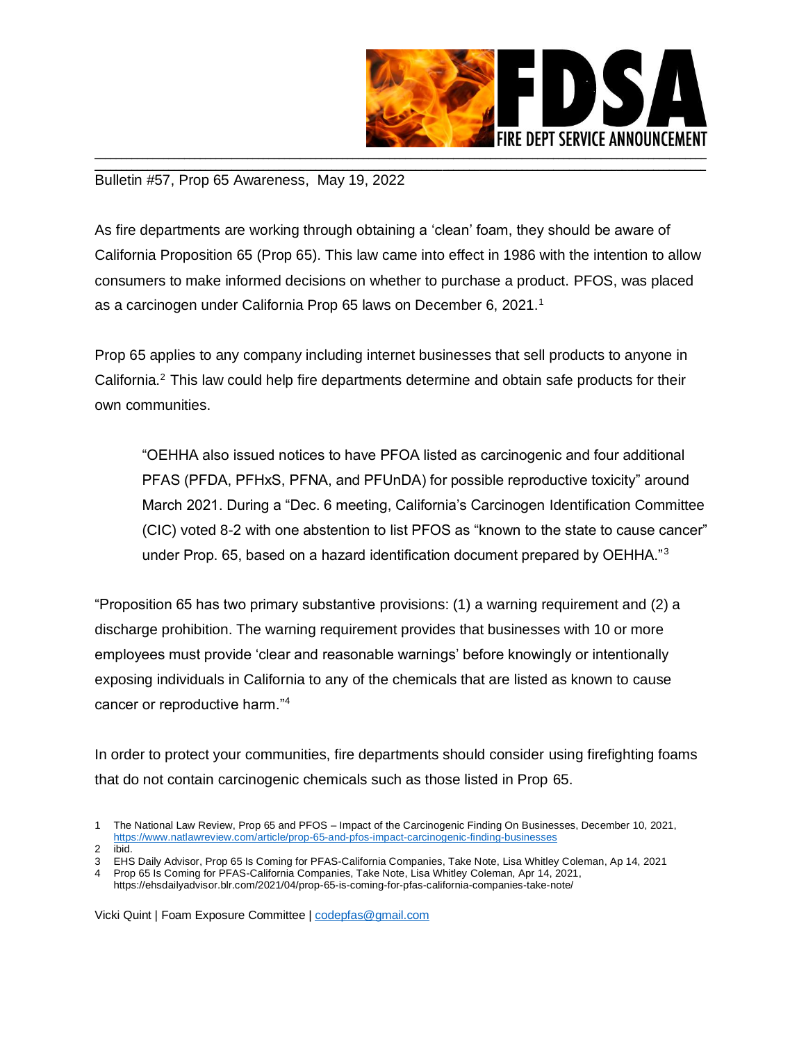FDSA
FIRE DEPT SERVICE ANNOUNCEMENT

Bulletin #57, Prop 65 Awareness, May 19, 2022

As fire departments are working through obtaining a 'clean' foam, they should be aware of California Proposition 65 (Prop 65). This law came into effect in 1986 with the intention to allow consumers to make informed decisions on whether to purchase a product. PFOS, was placed as a carcinogen under California Prop 65 laws on December 6, 2021.[1]

Prop 65 applies to any company including internet businesses that sell products to anyone in California.[2] This law could help fire departments determine and obtain safe products for their own communities.

> "OEHHA also issued notices to have PFOA listed as carcinogenic and four additional PFAS (PFDA, PFHxS, PFNA, and PFUnDA) for possible reproductive toxicity" around March 2021. During a "Dec. 6 meeting, California's Carcinogen Identification Committee (CIC) voted 8-2 with one abstention to list PFOS as "known to the state to cause cancer" under Prop. 65, based on a hazard identification document prepared by OEHHA."[3]

"Proposition 65 has two primary substantive provisions: (1) a warning requirement and (2) a discharge prohibition. The warning requirement provides that businesses with 10 or more employees must provide 'clear and reasonable warnings' before knowingly or intentionally exposing individuals in California to any of the chemicals that are listed as known to cause cancer or reproductive harm."[4]

In order to protect your communities, fire departments should consider using firefighting foams that do not contain carcinogenic chemicals such as those listed in Prop 65.

1 The National Law Review, Prop 65 and PFOS – Impact of the Carcinogenic Finding On Businesses, December 10, 2021, https://www.natlawreview.com/article/prop-65-and-pfos-impact-carcinogenic-finding-businesses
2 ibid.
3 EHS Daily Advisor, Prop 65 Is Coming for PFAS-California Companies, Take Note, Lisa Whitley Coleman, Ap 14, 2021
4 Prop 65 Is Coming for PFAS-California Companies, Take Note, Lisa Whitley Coleman, Apr 14, 2021, https://ehsdailyadvisor.blr.com/2021/04/prop-65-is-coming-for-pfas-california-companies-take-note/

Vicki Quint | Foam Exposure Committee | codepfas@gmail.com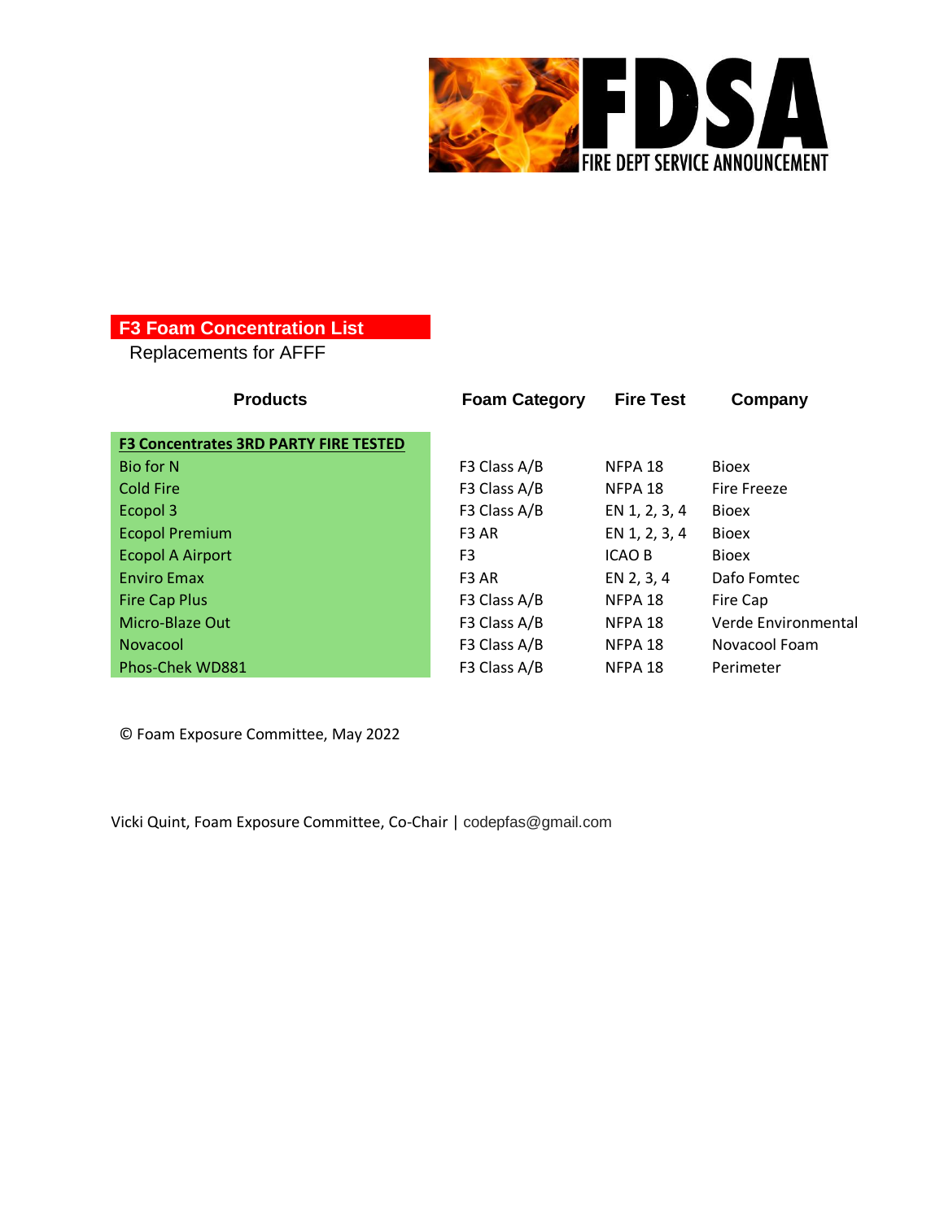FDSA

FIRE DEPT SERVICE ANNOUNCEMENT

## F3 Foam Concentration List

Replacements for AFFF

| Products | Foam Category | Fire Test | Company |
|---|---|---|---|
| **F3 Concentrates 3RD PARTY FIRE TESTED** | | | |
| Bio for N | F3 Class A/B | NFPA 18 | Bioex |
| Cold Fire | F3 Class A/B | NFPA 18 | Fire Freeze |
| Ecopol 3 | F3 Class A/B | EN 1, 2, 3, 4 | Bioex |
| Ecopol Premium | F3 AR | EN 1, 2, 3, 4 | Bioex |
| Ecopol A Airport | F3 | ICAO B | Bioex |
| Enviro Emax | F3 AR | EN 2, 3, 4 | Dafo Fomtec |
| Fire Cap Plus | F3 Class A/B | NFPA 18 | Fire Cap |
| Micro-Blaze Out | F3 Class A/B | NFPA 18 | Verde Environmental |
| Novacool | F3 Class A/B | NFPA 18 | Novacool Foam |
| Phos-Chek WD881 | F3 Class A/B | NFPA 18 | Perimeter |

© Foam Exposure Committee, May 2022

Vicki Quint, Foam Exposure Committee, Co-Chair | codepfas@gmail.com